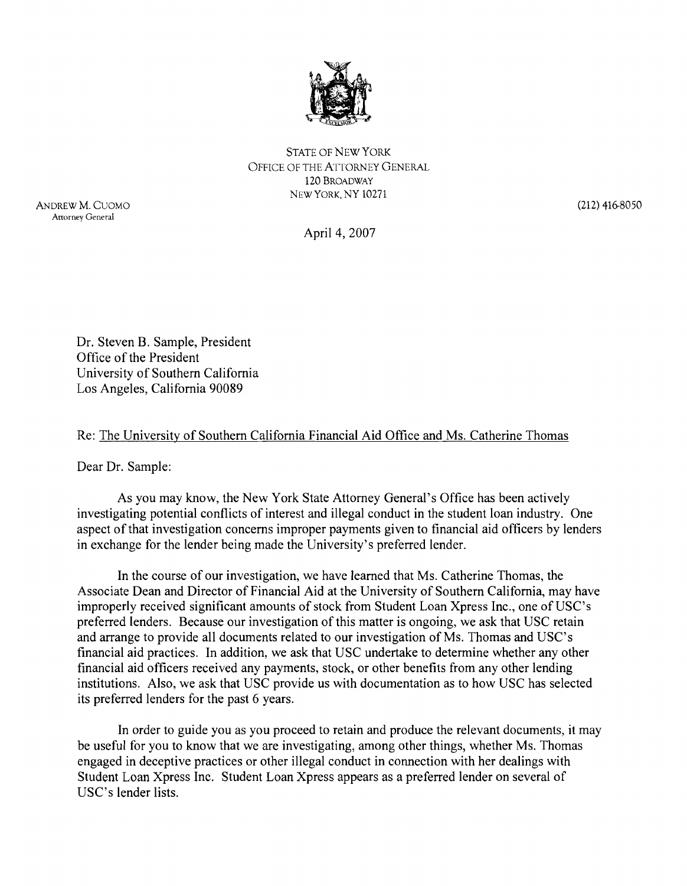STATE OF NEW YORK
OFFICE OF THE ATTORNEY GENERAL
120 BROADWAY
NEW YORK, NY 10271

ANDREW M. CUOMO
Attorney General

(212) 416-8050

April 4, 2007

Dr. Steven B. Sample, President
Office of the President
University of Southern California
Los Angeles, California 90089

Re: The University of Southern California Financial Aid Office and Ms. Catherine Thomas

Dear Dr. Sample:

As you may know, the New York State Attorney General's Office has been actively investigating potential conflicts of interest and illegal conduct in the student loan industry. One aspect of that investigation concerns improper payments given to financial aid officers by lenders in exchange for the lender being made the University's preferred lender.

In the course of our investigation, we have learned that Ms. Catherine Thomas, the Associate Dean and Director of Financial Aid at the University of Southern California, may have improperly received significant amounts of stock from Student Loan Xpress Inc., one of USC's preferred lenders. Because our investigation of this matter is ongoing, we ask that USC retain and arrange to provide all documents related to our investigation of Ms. Thomas and USC's financial aid practices. In addition, we ask that USC undertake to determine whether any other financial aid officers received any payments, stock, or other benefits from any other lending institutions. Also, we ask that USC provide us with documentation as to how USC has selected its preferred lenders for the past 6 years.

In order to guide you as you proceed to retain and produce the relevant documents, it may be useful for you to know that we are investigating, among other things, whether Ms. Thomas engaged in deceptive practices or other illegal conduct in connection with her dealings with Student Loan Xpress Inc. Student Loan Xpress appears as a preferred lender on several of USC's lender lists.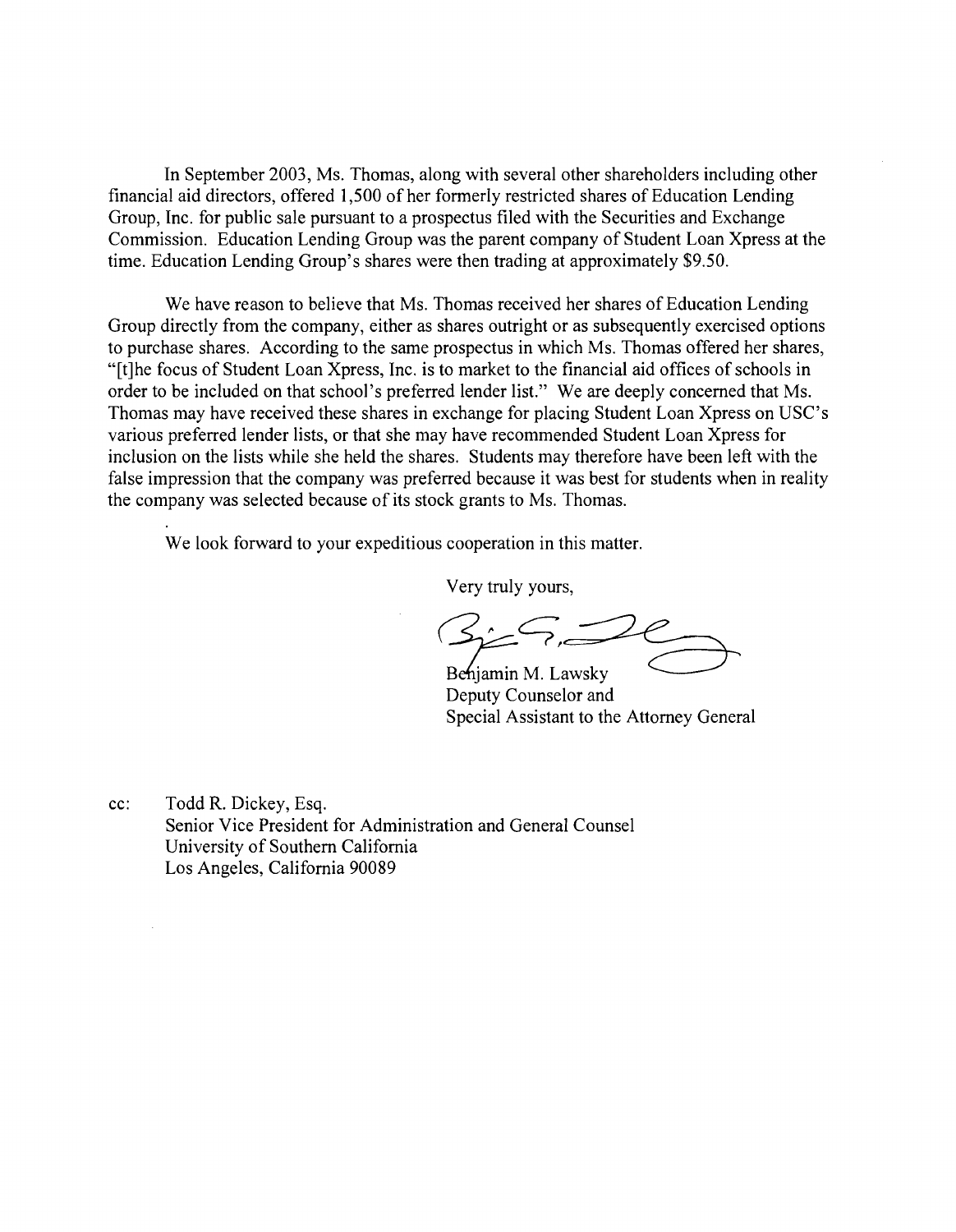In September 2003, Ms. Thomas, along with several other shareholders including other financial aid directors, offered 1,500 of her formerly restricted shares of Education Lending Group, Inc. for public sale pursuant to a prospectus filed with the Securities and Exchange Commission. Education Lending Group was the parent company of Student Loan Xpress at the time. Education Lending Group's shares were then trading at approximately $9.50.

We have reason to believe that Ms. Thomas received her shares of Education Lending Group directly from the company, either as shares outright or as subsequently exercised options to purchase shares. According to the same prospectus in which Ms. Thomas offered her shares, "[t]he focus of Student Loan Xpress, Inc. is to market to the financial aid offices of schools in order to be included on that school's preferred lender list." We are deeply concerned that Ms. Thomas may have received these shares in exchange for placing Student Loan Xpress on USC's various preferred lender lists, or that she may have recommended Student Loan Xpress for inclusion on the lists while she held the shares. Students may therefore have been left with the false impression that the company was preferred because it was best for students when in reality the company was selected because of its stock grants to Ms. Thomas.

We look forward to your expeditious cooperation in this matter.

Very truly yours,

Benjamin M. Lawsky
Deputy Counselor and
Special Assistant to the Attorney General

cc: Todd R. Dickey, Esq.
Senior Vice President for Administration and General Counsel
University of Southern California
Los Angeles, California 90089